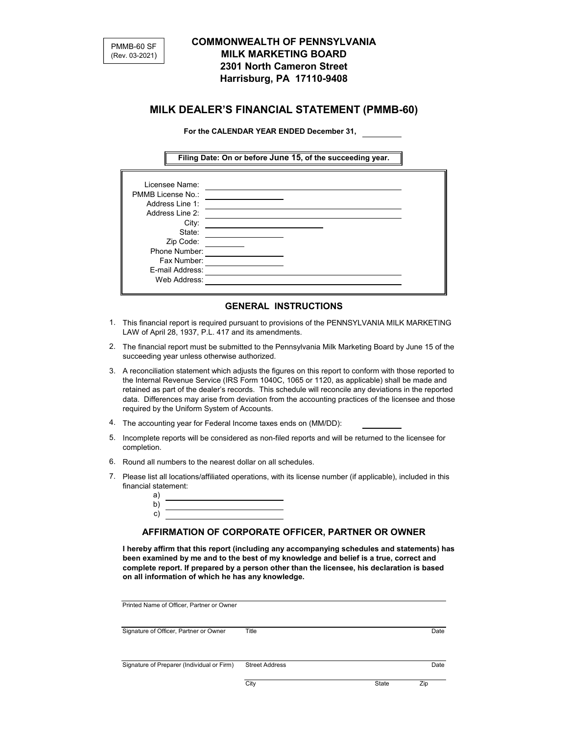PMMB-60 SF
(Rev. 03-2021)

**COMMONWEALTH OF PENNSYLVANIA**
**MILK MARKETING BOARD**
**2301 North Cameron Street**
**Harrisburg, PA 17110-9408**

## MILK DEALER'S FINANCIAL STATEMENT (PMMB-60)

**For the CALENDAR YEAR ENDED December 31, ________**

**Filing Date: On or before June 15, of the succeeding year.**

Licensee Name: ____________________
PMMB License No.: ____________________
Address Line 1: ____________________
Address Line 2: ____________________
City: ____________________
State: ____________________
Zip Code: ____________________
Phone Number: ____________________
Fax Number: ____________________
E-mail Address: ____________________
Web Address: ____________________

### GENERAL INSTRUCTIONS

1. This financial report is required pursuant to provisions of the PENNSYLVANIA MILK MARKETING LAW of April 28, 1937, P.L. 417 and its amendments.
2. The financial report must be submitted to the Pennsylvania Milk Marketing Board by June 15 of the succeeding year unless otherwise authorized.
3. A reconciliation statement which adjusts the figures on this report to conform with those reported to the Internal Revenue Service (IRS Form 1040C, 1065 or 1120, as applicable) shall be made and retained as part of the dealer's records. This schedule will reconcile any deviations in the reported data. Differences may arise from deviation from the accounting practices of the licensee and those required by the Uniform System of Accounts.
4. The accounting year for Federal Income taxes ends on (MM/DD): ________
5. Incomplete reports will be considered as non-filed reports and will be returned to the licensee for completion.
6. Round all numbers to the nearest dollar on all schedules.
7. Please list all locations/affiliated operations, with its license number (if applicable), included in this financial statement:
   a) ____________________
   b) ____________________
   c) ____________________

### AFFIRMATION OF CORPORATE OFFICER, PARTNER OR OWNER

**I hereby affirm that this report (including any accompanying schedules and statements) has been examined by me and to the best of my knowledge and belief is a true, correct and complete report. If prepared by a person other than the licensee, his declaration is based on all information of which he has any knowledge.**

____________________
Printed Name of Officer, Partner or Owner

____________________ ____________________ ____________________
Signature of Officer, Partner or Owner | Title | Date

____________________ ____________________ ____________________
Signature of Preparer (Individual or Firm) | Street Address | Date

____________________ ____________________ ____________________
City | State | Zip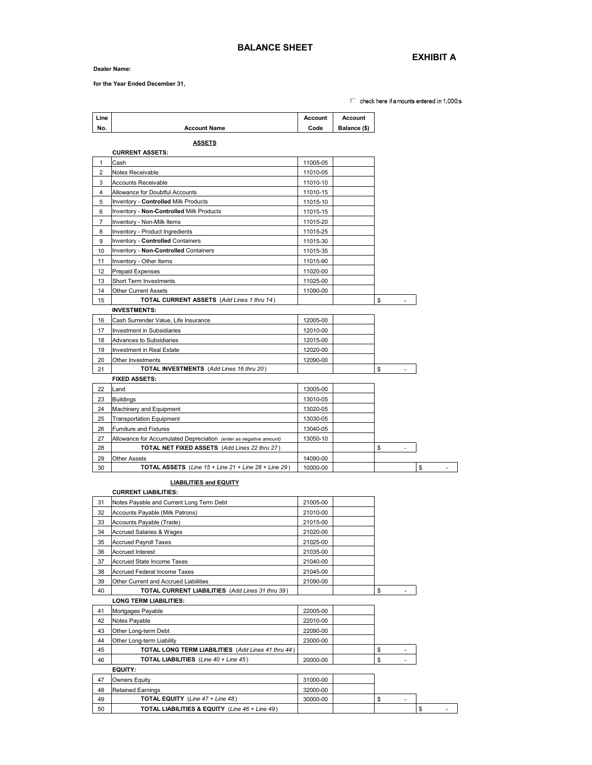# BALANCE SHEET

## EXHIBIT A

**Dealer Name:**

**for the Year Ended December 31,**

☐ check here if amounts entered in 1,000;s

| Line No. | Account Name | Account Code | Account Balance ($) | | |
|---|---|---|---|---|---|
| | **ASSETS** | | | | |
| | **CURRENT ASSETS:** | | | | |
| 1 | Cash | 11005-05 | | | |
| 2 | Notes Receivable | 11010-05 | | | |
| 3 | Accounts Receivable | 11010-10 | | | |
| 4 | Allowance for Doubtful Accounts | 11010-15 | | | |
| 5 | Inventory - **Controlled** Milk Products | 11015-10 | | | |
| 6 | Inventory - **Non-Controlled** Milk Products | 11015-15 | | | |
| 7 | Inventory - Non-Milk Items | 11015-20 | | | |
| 8 | Inventory - Product Ingredients | 11015-25 | | | |
| 9 | Inventory - **Controlled** Containers | 11015-30 | | | |
| 10 | Inventory - **Non-Controlled** Containers | 11015-35 | | | |
| 11 | Inventory - Other Items | 11015-90 | | | |
| 12 | Prepaid Expenses | 11020-00 | | | |
| 13 | Short Term Investments | 11025-00 | | | |
| 14 | Other Current Assets | 11090-00 | | | |
| 15 | **TOTAL CURRENT ASSETS** (*Add Lines 1 thru 14*) | | | $ - | |
| | **INVESTMENTS:** | | | | |
| 16 | Cash Surrender Value, Life Insurance | 12005-00 | | | |
| 17 | Investment in Subsidiaries | 12010-00 | | | |
| 18 | Advances to Subsidiaries | 12015-00 | | | |
| 19 | Investment in Real Estate | 12020-00 | | | |
| 20 | Other Investments | 12090-00 | | | |
| 21 | **TOTAL INVESTMENTS** (*Add Lines 16 thru 20*) | | | $ - | |
| | **FIXED ASSETS:** | | | | |
| 22 | Land | 13005-00 | | | |
| 23 | Buildings | 13010-05 | | | |
| 24 | Machinery and Equipment | 13020-05 | | | |
| 25 | Transportation Equipment | 13030-05 | | | |
| 26 | Furniture and Fixtures | 13040-05 | | | |
| 27 | Allowance for Accumulated Depreciation (*enter as negative amount*) | 13050-10 | | | |
| 28 | **TOTAL NET FIXED ASSETS** (*Add Lines 22 thru 27*) | | | $ - | |
| 29 | Other Assets | 14090-00 | | | |
| 30 | **TOTAL ASSETS** (*Line 15 + Line 21 + Line 28 + Line 29*) | 10000-00 | | | $ - |
| | **LIABILITIES and EQUITY** | | | | |
| | **CURRENT LIABILITIES:** | | | | |
| 31 | Notes Payable and Current Long Term Debt | 21005-00 | | | |
| 32 | Accounts Payable (Milk Patrons) | 21010-00 | | | |
| 33 | Accounts Payable (Trade) | 21015-00 | | | |
| 34 | Accrued Salaries & Wages | 21020-00 | | | |
| 35 | Accrued Payroll Taxes | 21025-00 | | | |
| 36 | Accrued Interest | 21035-00 | | | |
| 37 | Accrued State Income Taxes | 21040-00 | | | |
| 38 | Accrued Federal Income Taxes | 21045-00 | | | |
| 39 | Other Current and Accrued Liabilities | 21090-00 | | | |
| 40 | **TOTAL CURRENT LIABILITIES** (*Add Lines 31 thru 39*) | | | $ - | |
| | **LONG TERM LIABILITIES:** | | | | |
| 41 | Mortgages Payable | 22005-00 | | | |
| 42 | Notes Payable | 22010-00 | | | |
| 43 | Other Long-term Debt | 22090-00 | | | |
| 44 | Other Long-term Liability | 23000-00 | | | |
| 45 | **TOTAL LONG TERM LIABILITIES** (*Add Lines 41 thru 44*) | | | $ - | |
| 46 | **TOTAL LIABILITIES** (*Line 40 + Line 45*) | 20000-00 | | $ - | |
| | **EQUITY:** | | | | |
| 47 | Owners Equity | 31000-00 | | | |
| 48 | Retained Earnings | 32000-00 | | | |
| 49 | **TOTAL EQUITY** (*Line 47 + Line 48*) | 30000-00 | | $ - | |
| 50 | **TOTAL LIABILITIES & EQUITY** (*Line 46 + Line 49*) | | | | $ - |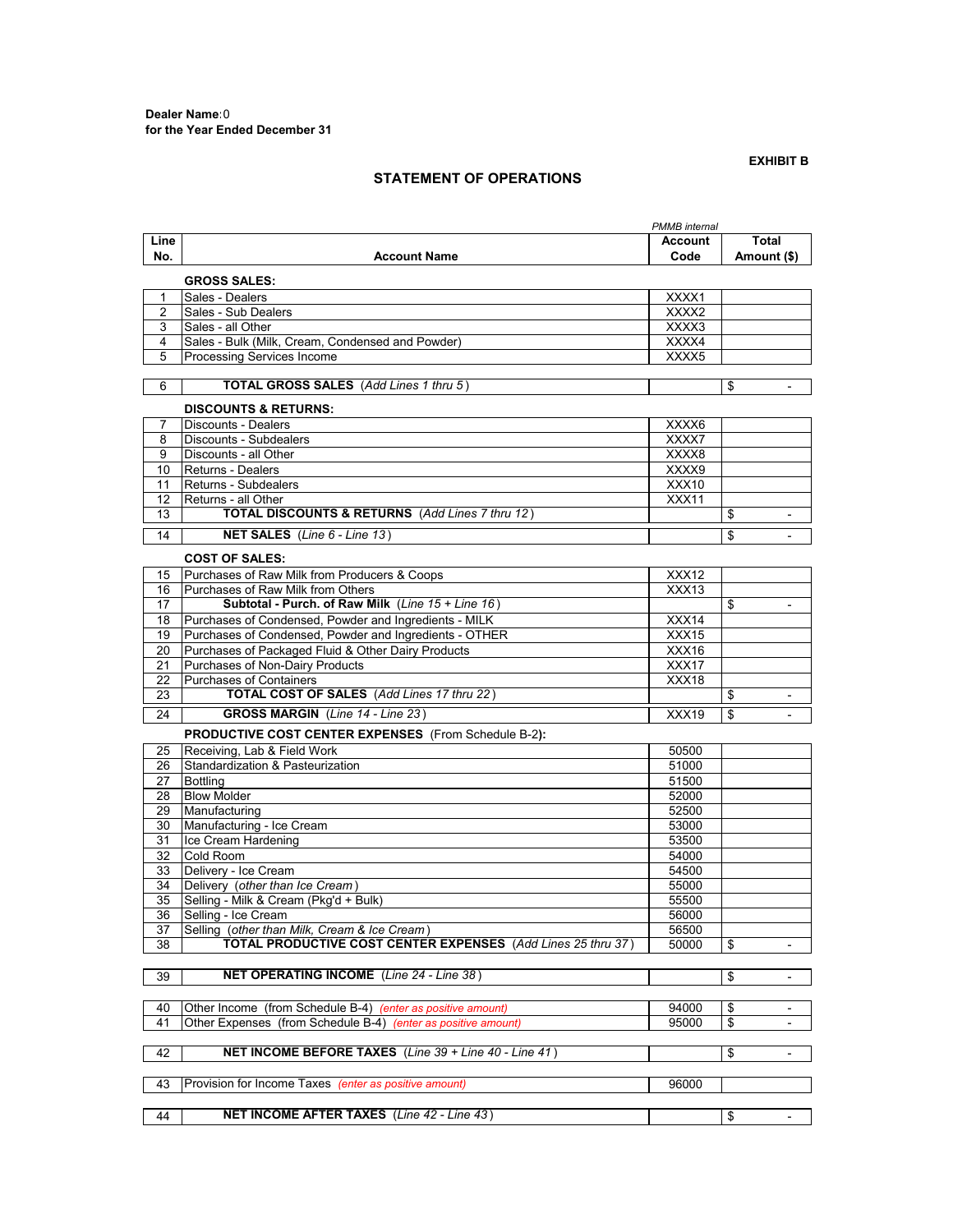**Dealer Name**:0
**for the Year Ended December 31**

**EXHIBIT B**

## STATEMENT OF OPERATIONS

| Line No. | Account Name | *PMMB internal* Account Code | Total Amount ($) |
|---|---|---|---|
| | **GROSS SALES:** | | |
| 1 | Sales - Dealers | XXXX1 | |
| 2 | Sales - Sub Dealers | XXXX2 | |
| 3 | Sales - all Other | XXXX3 | |
| 4 | Sales - Bulk (Milk, Cream, Condensed and Powder) | XXXX4 | |
| 5 | Processing Services Income | XXXX5 | |
| 6 | **TOTAL GROSS SALES** *(Add Lines 1 thru 5)* | | $ - |
| | **DISCOUNTS & RETURNS:** | | |
| 7 | Discounts - Dealers | XXXX6 | |
| 8 | Discounts - Subdealers | XXXX7 | |
| 9 | Discounts - all Other | XXXX8 | |
| 10 | Returns - Dealers | XXXX9 | |
| 11 | Returns - Subdealers | XXX10 | |
| 12 | Returns - all Other | XXX11 | |
| 13 | **TOTAL DISCOUNTS & RETURNS** *(Add Lines 7 thru 12)* | | $ - |
| 14 | **NET SALES** *(Line 6 - Line 13)* | | $ - |
| | **COST OF SALES:** | | |
| 15 | Purchases of Raw Milk from Producers & Coops | XXX12 | |
| 16 | Purchases of Raw Milk from Others | XXX13 | |
| 17 | **Subtotal - Purch. of Raw Milk** *(Line 15 + Line 16)* | | $ - |
| 18 | Purchases of Condensed, Powder and Ingredients - MILK | XXX14 | |
| 19 | Purchases of Condensed, Powder and Ingredients - OTHER | XXX15 | |
| 20 | Purchases of Packaged Fluid & Other Dairy Products | XXX16 | |
| 21 | Purchases of Non-Dairy Products | XXX17 | |
| 22 | Purchases of Containers | XXX18 | |
| 23 | **TOTAL COST OF SALES** *(Add Lines 17 thru 22)* | | $ - |
| 24 | **GROSS MARGIN** *(Line 14 - Line 23)* | XXX19 | $ - |
| | **PRODUCTIVE COST CENTER EXPENSES** (From Schedule B-2)**:** | | |
| 25 | Receiving, Lab & Field Work | 50500 | |
| 26 | Standardization & Pasteurization | 51000 | |
| 27 | Bottling | 51500 | |
| 28 | Blow Molder | 52000 | |
| 29 | Manufacturing | 52500 | |
| 30 | Manufacturing - Ice Cream | 53000 | |
| 31 | Ice Cream Hardening | 53500 | |
| 32 | Cold Room | 54000 | |
| 33 | Delivery - Ice Cream | 54500 | |
| 34 | Delivery *(other than Ice Cream)* | 55000 | |
| 35 | Selling - Milk & Cream (Pkg'd + Bulk) | 55500 | |
| 36 | Selling - Ice Cream | 56000 | |
| 37 | Selling *(other than Milk, Cream & Ice Cream)* | 56500 | |
| 38 | **TOTAL PRODUCTIVE COST CENTER EXPENSES** *(Add Lines 25 thru 37)* | 50000 | $ - |
| 39 | **NET OPERATING INCOME** *(Line 24 - Line 38)* | | $ - |
| 40 | Other Income (from Schedule B-4) *(enter as positive amount)* | 94000 | $ - |
| 41 | Other Expenses (from Schedule B-4) *(enter as positive amount)* | 95000 | $ - |
| 42 | **NET INCOME BEFORE TAXES** *(Line 39 + Line 40 - Line 41)* | | $ - |
| 43 | Provision for Income Taxes *(enter as positive amount)* | 96000 | |
| 44 | **NET INCOME AFTER TAXES** *(Line 42 - Line 43)* | | $ - |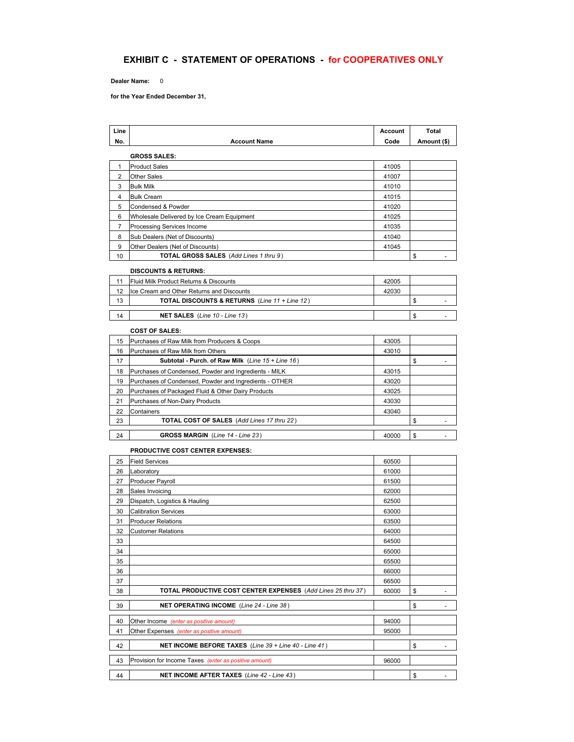## EXHIBIT C - STATEMENT OF OPERATIONS - for COOPERATIVES ONLY

**Dealer Name:** 0

**for the Year Ended December 31,**

| Line No. | Account Name | Account Code | Total Amount ($) |
|---|---|---|---|
| | **GROSS SALES:** | | |
| 1 | Product Sales | 41005 | |
| 2 | Other Sales | 41007 | |
| 3 | Bulk Milk | 41010 | |
| 4 | Bulk Cream | 41015 | |
| 5 | Condensed & Powder | 41020 | |
| 6 | Wholesale Delivered by Ice Cream Equipment | 41025 | |
| 7 | Processing Services Income | 41035 | |
| 8 | Sub Dealers (Net of Discounts) | 41040 | |
| 9 | Other Dealers (Net of Discounts) | 41045 | |
| 10 | **TOTAL GROSS SALES** *(Add Lines 1 thru 9)* | | $ - |
| | **DISCOUNTS & RETURNS:** | | |
| 11 | Fluid Milk Product Returns & Discounts | 42005 | |
| 12 | Ice Cream and Other Returns and Discounts | 42030 | |
| 13 | **TOTAL DISCOUNTS & RETURNS** *(Line 11 + Line 12)* | | $ - |
| 14 | **NET SALES** *(Line 10 - Line 13)* | | $ - |
| | **COST OF SALES:** | | |
| 15 | Purchases of Raw Milk from Producers & Coops | 43005 | |
| 16 | Purchases of Raw Milk from Others | 43010 | |
| 17 | **Subtotal - Purch. of Raw Milk** *(Line 15 + Line 16)* | | $ - |
| 18 | Purchases of Condensed, Powder and Ingredients - MILK | 43015 | |
| 19 | Purchases of Condensed, Powder and Ingredients - OTHER | 43020 | |
| 20 | Purchases of Packaged Fluid & Other Dairy Products | 43025 | |
| 21 | Purchases of Non-Dairy Products | 43030 | |
| 22 | Containers | 43040 | |
| 23 | **TOTAL COST OF SALES** *(Add Lines 17 thru 22)* | | $ - |
| 24 | **GROSS MARGIN** *(Line 14 - Line 23)* | 40000 | $ - |
| | **PRODUCTIVE COST CENTER EXPENSES:** | | |
| 25 | Field Services | 60500 | |
| 26 | Laboratory | 61000 | |
| 27 | Producer Payroll | 61500 | |
| 28 | Sales Invoicing | 62000 | |
| 29 | Dispatch, Logistics & Hauling | 62500 | |
| 30 | Calibration Services | 63000 | |
| 31 | Producer Relations | 63500 | |
| 32 | Customer Relations | 64000 | |
| 33 | | 64500 | |
| 34 | | 65000 | |
| 35 | | 65500 | |
| 36 | | 66000 | |
| 37 | | 66500 | |
| 38 | **TOTAL PRODUCTIVE COST CENTER EXPENSES** *(Add Lines 25 thru 37)* | 60000 | $ - |
| 39 | **NET OPERATING INCOME** *(Line 24 - Line 38)* | | $ - |
| 40 | Other Income *(enter as positive amount)* | 94000 | |
| 41 | Other Expenses *(enter as positive amount)* | 95000 | |
| 42 | **NET INCOME BEFORE TAXES** *(Line 39 + Line 40 - Line 41)* | | $ - |
| 43 | Provision for Income Taxes *(enter as positive amount)* | 96000 | |
| 44 | **NET INCOME AFTER TAXES** *(Line 42 - Line 43)* | | $ - |